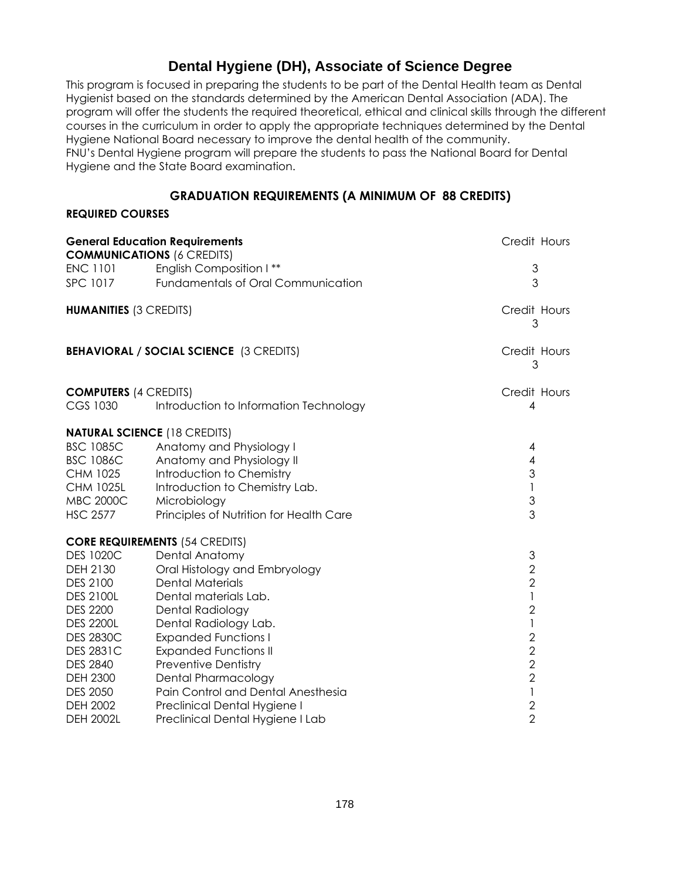# Dental Hygiene (DH), Associate of Science Degree

This program is focused in preparing the students to be part of the Dental Health team as Dental Hygienist based on the standards determined by the American Dental Association (ADA). The program will offer the students the required theoretical, ethical and clinical skills through the different courses in the curriculum in order to apply the appropriate techniques determined by the Dental Hygiene National Board necessary to improve the dental health of the community.
FNU's Dental Hygiene program will prepare the students to pass the National Board for Dental Hygiene and the State Board examination.

## GRADUATION REQUIREMENTS (A MINIMUM OF 88 CREDITS)

**REQUIRED COURSES**

| **General Education Requirements** | | Credit Hours |
|---|---|---|
| **COMMUNICATIONS** (6 CREDITS) | | |
| ENC 1101 | English Composition I ** | 3 |
| SPC 1017 | Fundamentals of Oral Communication | 3 |
| **HUMANITIES** (3 CREDITS) | | Credit Hours 3 |
| **BEHAVIORAL / SOCIAL SCIENCE** (3 CREDITS) | | Credit Hours 3 |
| **COMPUTERS** (4 CREDITS) | | Credit Hours |
| CGS 1030 | Introduction to Information Technology | 4 |
| **NATURAL SCIENCE** (18 CREDITS) | | |
| BSC 1085C | Anatomy and Physiology I | 4 |
| BSC 1086C | Anatomy and Physiology II | 4 |
| CHM 1025 | Introduction to Chemistry | 3 |
| CHM 1025L | Introduction to Chemistry Lab. | 1 |
| MBC 2000C | Microbiology | 3 |
| HSC 2577 | Principles of Nutrition for Health Care | 3 |
| **CORE REQUIREMENTS** (54 CREDITS) | | |
| DES 1020C | Dental Anatomy | 3 |
| DEH 2130 | Oral Histology and Embryology | 2 |
| DES 2100 | Dental Materials | 2 |
| DES 2100L | Dental materials Lab. | 1 |
| DES 2200 | Dental Radiology | 2 |
| DES 2200L | Dental Radiology Lab. | 1 |
| DES 2830C | Expanded Functions I | 2 |
| DES 2831C | Expanded Functions II | 2 |
| DES 2840 | Preventive Dentistry | 2 |
| DEH 2300 | Dental Pharmacology | 2 |
| DES 2050 | Pain Control and Dental Anesthesia | 1 |
| DEH 2002 | Preclinical Dental Hygiene I | 2 |
| DEH 2002L | Preclinical Dental Hygiene I Lab | 2 |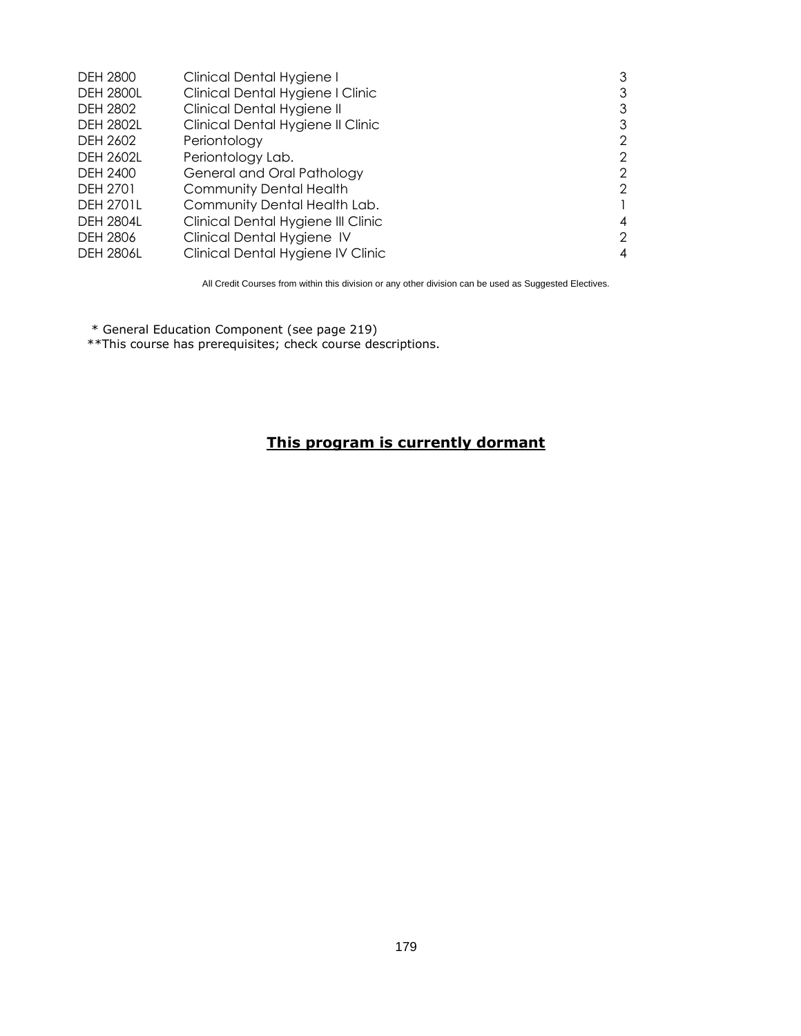| | | |
|---|---|---|
| DEH 2800 | Clinical Dental Hygiene I | 3 |
| DEH 2800L | Clinical Dental Hygiene I Clinic | 3 |
| DEH 2802 | Clinical Dental Hygiene II | 3 |
| DEH 2802L | Clinical Dental Hygiene II Clinic | 3 |
| DEH 2602 | Periontology | 2 |
| DEH 2602L | Periontology Lab. | 2 |
| DEH 2400 | General and Oral Pathology | 2 |
| DEH 2701 | Community Dental Health | 2 |
| DEH 2701L | Community Dental Health Lab. | 1 |
| DEH 2804L | Clinical Dental Hygiene III Clinic | 4 |
| DEH 2806 | Clinical Dental Hygiene IV | 2 |
| DEH 2806L | Clinical Dental Hygiene IV Clinic | 4 |

All Credit Courses from within this division or any other division can be used as Suggested Electives.

\* General Education Component (see page 219)

\*\*This course has prerequisites; check course descriptions.

**<u>This program is currently dormant</u>**